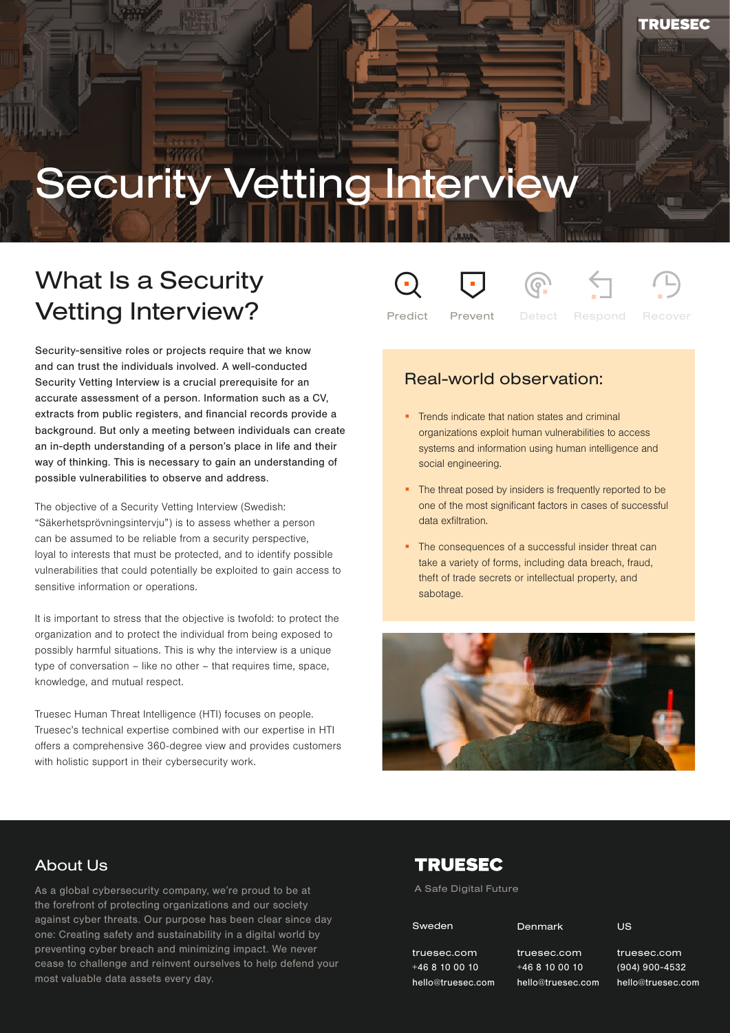# Security Vetting Interview

## What Is a Security Vetting Interview?

Predict | Prevent | Detect | Respond | Recover

Security-sensitive roles or projects require that we know and can trust the individuals involved. A well-conducted Security Vetting Interview is a crucial prerequisite for an accurate assessment of a person. Information such as a CV, extracts from public registers, and financial records provide a background. But only a meeting between individuals can create an in-depth understanding of a person's place in life and their way of thinking. This is necessary to gain an understanding of possible vulnerabilities to observe and address.

The objective of a Security Vetting Interview (Swedish: "Säkerhetsprövningsintervju") is to assess whether a person can be assumed to be reliable from a security perspective, loyal to interests that must be protected, and to identify possible vulnerabilities that could potentially be exploited to gain access to sensitive information or operations.

It is important to stress that the objective is twofold: to protect the organization and to protect the individual from being exposed to possibly harmful situations. This is why the interview is a unique type of conversation – like no other – that requires time, space, knowledge, and mutual respect.

Truesec Human Threat Intelligence (HTI) focuses on people. Truesec's technical expertise combined with our expertise in HTI offers a comprehensive 360-degree view and provides customers with holistic support in their cybersecurity work.

### Real-world observation:

- Trends indicate that nation states and criminal organizations exploit human vulnerabilities to access systems and information using human intelligence and social engineering.
- The threat posed by insiders is frequently reported to be one of the most significant factors in cases of successful data exfiltration.
- The consequences of a successful insider threat can take a variety of forms, including data breach, fraud, theft of trade secrets or intellectual property, and sabotage.

## About Us

As a global cybersecurity company, we're proud to be at the forefront of protecting organizations and our society against cyber threats. Our purpose has been clear since day one: Creating safety and sustainability in a digital world by preventing cyber breach and minimizing impact. We never cease to challenge and reinvent ourselves to help defend your most valuable data assets every day.

**TRUESEC**

A Safe Digital Future

| Sweden | Denmark | US |
|---|---|---|
| truesec.com | truesec.com | truesec.com |
| +46 8 10 00 10 | +46 8 10 00 10 | (904) 900-4532 |
| hello@truesec.com | hello@truesec.com | hello@truesec.com |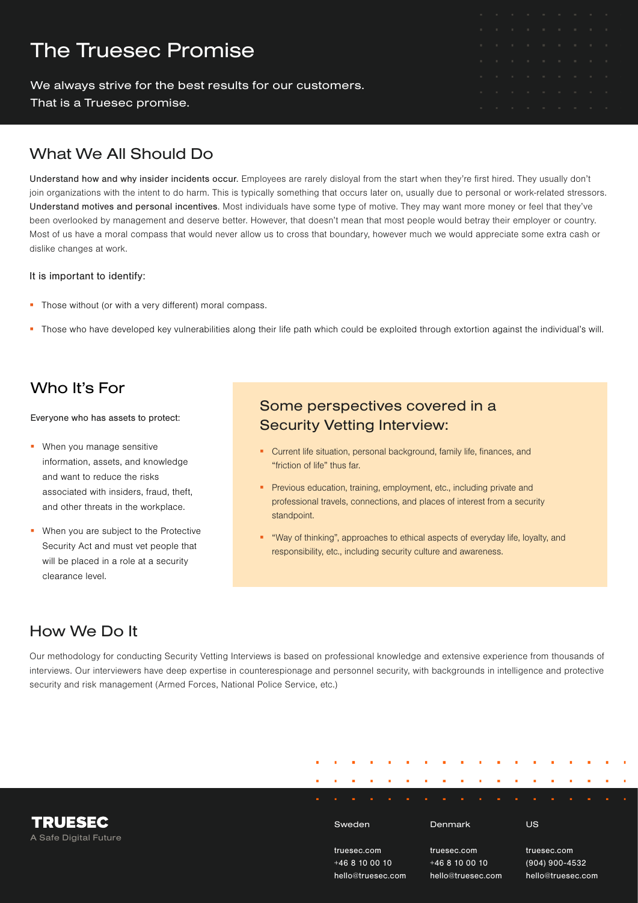# The Truesec Promise

We always strive for the best results for our customers.
That is a Truesec promise.

## What We All Should Do

**Understand how and why insider incidents occur.** Employees are rarely disloyal from the start when they're first hired. They usually don't join organizations with the intent to do harm. This is typically something that occurs later on, usually due to personal or work-related stressors. **Understand motives and personal incentives**. Most individuals have some type of motive. They may want more money or feel that they've been overlooked by management and deserve better. However, that doesn't mean that most people would betray their employer or country. Most of us have a moral compass that would never allow us to cross that boundary, however much we would appreciate some extra cash or dislike changes at work.

It is important to identify:

- Those without (or with a very different) moral compass.
- Those who have developed key vulnerabilities along their life path which could be exploited through extortion against the individual's will.

## Who It's For

Everyone who has assets to protect:

- When you manage sensitive information, assets, and knowledge and want to reduce the risks associated with insiders, fraud, theft, and other threats in the workplace.
- When you are subject to the Protective Security Act and must vet people that will be placed in a role at a security clearance level.

### Some perspectives covered in a Security Vetting Interview:

- Current life situation, personal background, family life, finances, and "friction of life" thus far.
- Previous education, training, employment, etc., including private and professional travels, connections, and places of interest from a security standpoint.
- "Way of thinking", approaches to ethical aspects of everyday life, loyalty, and responsibility, etc., including security culture and awareness.

## How We Do It

Our methodology for conducting Security Vetting Interviews is based on professional knowledge and extensive experience from thousands of interviews. Our interviewers have deep expertise in counterespionage and personnel security, with backgrounds in intelligence and protective security and risk management (Armed Forces, National Police Service, etc.)

**TRUESEC**
A Safe Digital Future

| Sweden | Denmark | US |
|---|---|---|
| truesec.com | truesec.com | truesec.com |
| +46 8 10 00 10 | +46 8 10 00 10 | (904) 900-4532 |
| hello@truesec.com | hello@truesec.com | hello@truesec.com |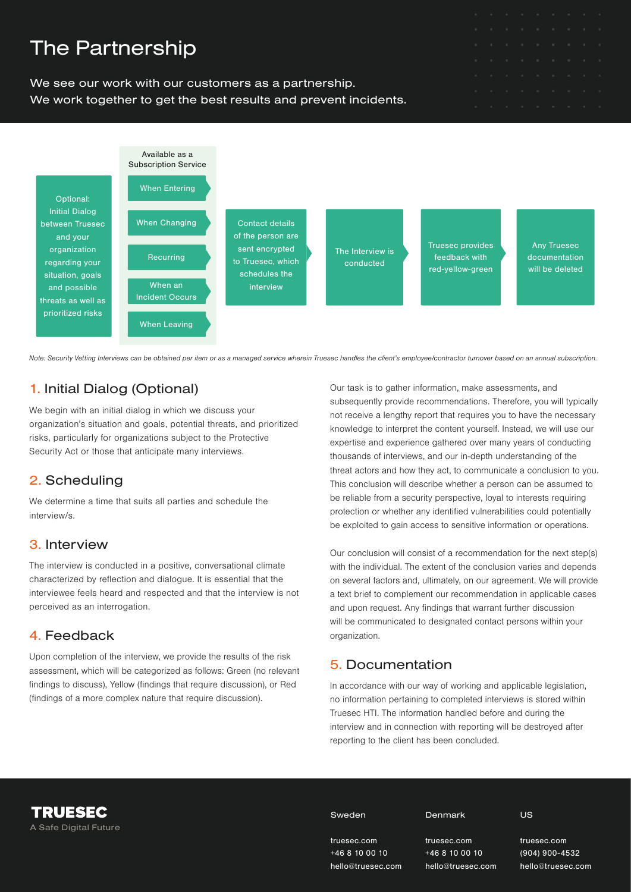# The Partnership

We see our work with our customers as a partnership.
We work together to get the best results and prevent incidents.

Optional: Initial Dialog between Truesec and your organization regarding your situation, goals and possible threats as well as prioritized risks

Available as a Subscription Service

- When Entering
- When Changing
- Recurring
- When an Incident Occurs
- When Leaving

Contact details of the person are sent encrypted to Truesec, which schedules the interview

The Interview is conducted

Truesec provides feedback with red-yellow-green

Any Truesec documentation will be deleted

*Note: Security Vetting Interviews can be obtained per item or as a managed service wherein Truesec handles the client's employee/contractor turnover based on an annual subscription.*

## 1. Initial Dialog (Optional)

We begin with an initial dialog in which we discuss your organization's situation and goals, potential threats, and prioritized risks, particularly for organizations subject to the Protective Security Act or those that anticipate many interviews.

## 2. Scheduling

We determine a time that suits all parties and schedule the interview/s.

## 3. Interview

The interview is conducted in a positive, conversational climate characterized by reflection and dialogue. It is essential that the interviewee feels heard and respected and that the interview is not perceived as an interrogation.

## 4. Feedback

Upon completion of the interview, we provide the results of the risk assessment, which will be categorized as follows: Green (no relevant findings to discuss), Yellow (findings that require discussion), or Red (findings of a more complex nature that require discussion).

Our task is to gather information, make assessments, and subsequently provide recommendations. Therefore, you will typically not receive a lengthy report that requires you to have the necessary knowledge to interpret the content yourself. Instead, we will use our expertise and experience gathered over many years of conducting thousands of interviews, and our in-depth understanding of the threat actors and how they act, to communicate a conclusion to you. This conclusion will describe whether a person can be assumed to be reliable from a security perspective, loyal to interests requiring protection or whether any identified vulnerabilities could potentially be exploited to gain access to sensitive information or operations.

Our conclusion will consist of a recommendation for the next step(s) with the individual. The extent of the conclusion varies and depends on several factors and, ultimately, on our agreement. We will provide a text brief to complement our recommendation in applicable cases and upon request. Any findings that warrant further discussion will be communicated to designated contact persons within your organization.

## 5. Documentation

In accordance with our way of working and applicable legislation, no information pertaining to completed interviews is stored within Truesec HTI. The information handled before and during the interview and in connection with reporting will be destroyed after reporting to the client has been concluded.

**TRUESEC**
A Safe Digital Future

| Sweden | Denmark | US |
|---|---|---|
| truesec.com | truesec.com | truesec.com |
| +46 8 10 00 10 | +46 8 10 00 10 | (904) 900-4532 |
| hello@truesec.com | hello@truesec.com | hello@truesec.com |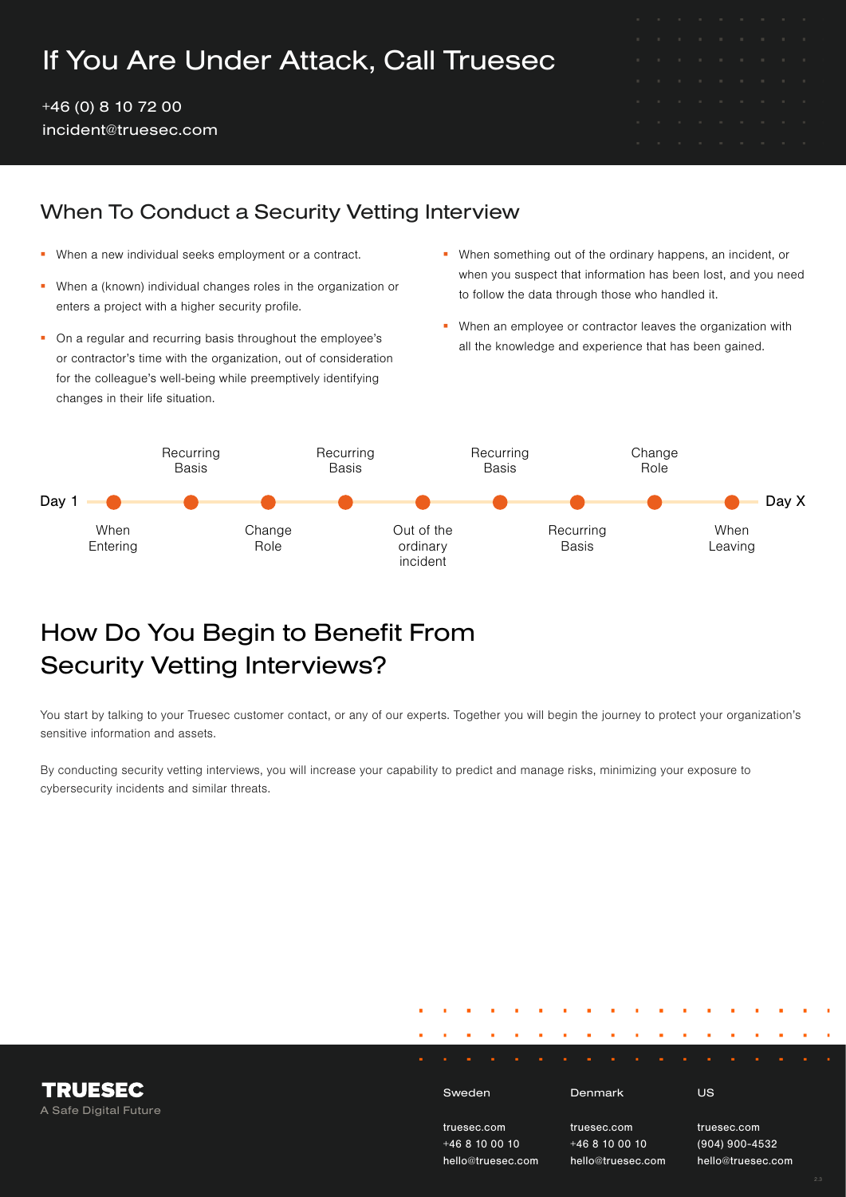# If You Are Under Attack, Call Truesec

+46 (0) 8 10 72 00
incident@truesec.com

## When To Conduct a Security Vetting Interview

- When a new individual seeks employment or a contract.
- When a (known) individual changes roles in the organization or enters a project with a higher security profile.
- On a regular and recurring basis throughout the employee's or contractor's time with the organization, out of consideration for the colleague's well-being while preemptively identifying changes in their life situation.
- When something out of the ordinary happens, an incident, or when you suspect that information has been lost, and you need to follow the data through those who handled it.
- When an employee or contractor leaves the organization with all the knowledge and experience that has been gained.

Day 1
When Entering
Recurring Basis
Change Role
Recurring Basis
Out of the ordinary incident
Recurring Basis
Recurring Basis
Change Role
When Leaving
Day X

## How Do You Begin to Benefit From Security Vetting Interviews?

You start by talking to your Truesec customer contact, or any of our experts. Together you will begin the journey to protect your organization's sensitive information and assets.

By conducting security vetting interviews, you will increase your capability to predict and manage risks, minimizing your exposure to cybersecurity incidents and similar threats.

**TRUESEC**
A Safe Digital Future

| Sweden | Denmark | US |
| --- | --- | --- |
| truesec.com | truesec.com | truesec.com |
| +46 8 10 00 10 | +46 8 10 00 10 | (904) 900-4532 |
| hello@truesec.com | hello@truesec.com | hello@truesec.com |